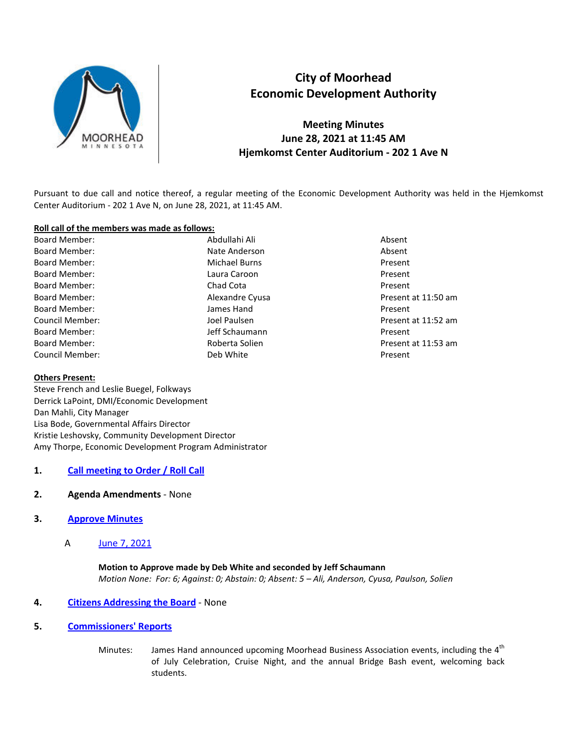# City of Moorhead
# Economic Development Authority

## Meeting Minutes
## June 28, 2021 at 11:45 AM
## Hjemkomst Center Auditorium - 202 1 Ave N

Pursuant to due call and notice thereof, a regular meeting of the Economic Development Authority was held in the Hjemkomst Center Auditorium - 202 1 Ave N, on June 28, 2021, at 11:45 AM.

**Roll call of the members was made as follows:**

| | | |
|---|---|---|
| Board Member: | Abdullahi Ali | Absent |
| Board Member: | Nate Anderson | Absent |
| Board Member: | Michael Burns | Present |
| Board Member: | Laura Caroon | Present |
| Board Member: | Chad Cota | Present |
| Board Member: | Alexandre Cyusa | Present at 11:50 am |
| Board Member: | James Hand | Present |
| Council Member: | Joel Paulsen | Present at 11:52 am |
| Board Member: | Jeff Schaumann | Present |
| Board Member: | Roberta Solien | Present at 11:53 am |
| Council Member: | Deb White | Present |

**Others Present:**

Steve French and Leslie Buegel, Folkways
Derrick LaPoint, DMI/Economic Development
Dan Mahli, City Manager
Lisa Bode, Governmental Affairs Director
Kristie Leshovsky, Community Development Director
Amy Thorpe, Economic Development Program Administrator

1. **Call meeting to Order / Roll Call**

2. **Agenda Amendments** - None

3. **Approve Minutes**

   A June 7, 2021

   **Motion to Approve made by Deb White and seconded by Jeff Schaumann**
   *Motion None: For: 6; Against: 0; Abstain: 0; Absent: 5 – Ali, Anderson, Cyusa, Paulson, Solien*

4. **Citizens Addressing the Board** - None

5. **Commissioners' Reports**

   Minutes: James Hand announced upcoming Moorhead Business Association events, including the 4th of July Celebration, Cruise Night, and the annual Bridge Bash event, welcoming back students.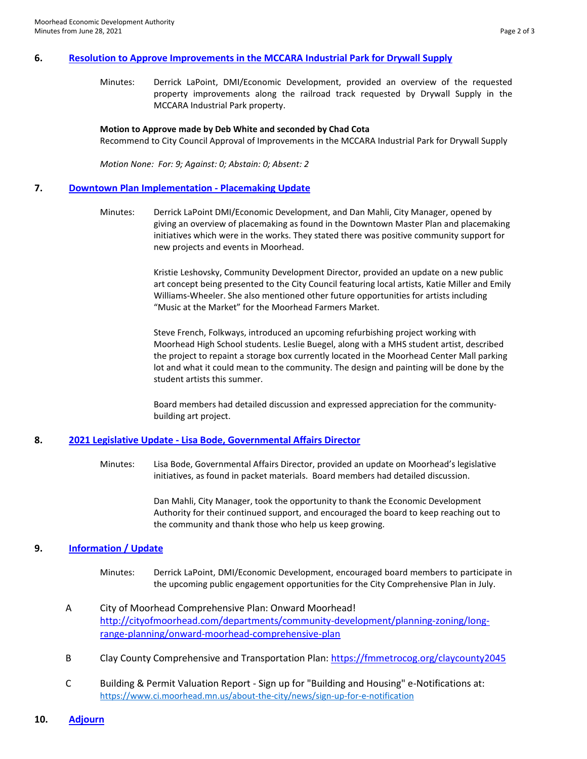## 6. [Resolution to Approve Improvements in the MCCARA Industrial Park for Drywall Supply]

Minutes: Derrick LaPoint, DMI/Economic Development, provided an overview of the requested property improvements along the railroad track requested by Drywall Supply in the MCCARA Industrial Park property.

**Motion to Approve made by Deb White and seconded by Chad Cota**

Recommend to City Council Approval of Improvements in the MCCARA Industrial Park for Drywall Supply

*Motion None: For: 9; Against: 0; Abstain: 0; Absent: 2*

## 7. [Downtown Plan Implementation - Placemaking Update]

Minutes: Derrick LaPoint DMI/Economic Development, and Dan Mahli, City Manager, opened by giving an overview of placemaking as found in the Downtown Master Plan and placemaking initiatives which were in the works. They stated there was positive community support for new projects and events in Moorhead.

Kristie Leshovsky, Community Development Director, provided an update on a new public art concept being presented to the City Council featuring local artists, Katie Miller and Emily Williams-Wheeler. She also mentioned other future opportunities for artists including "Music at the Market" for the Moorhead Farmers Market.

Steve French, Folkways, introduced an upcoming refurbishing project working with Moorhead High School students. Leslie Buegel, along with a MHS student artist, described the project to repaint a storage box currently located in the Moorhead Center Mall parking lot and what it could mean to the community. The design and painting will be done by the student artists this summer.

Board members had detailed discussion and expressed appreciation for the community-building art project.

## 8. [2021 Legislative Update - Lisa Bode, Governmental Affairs Director]

Minutes: Lisa Bode, Governmental Affairs Director, provided an update on Moorhead's legislative initiatives, as found in packet materials. Board members had detailed discussion.

Dan Mahli, City Manager, took the opportunity to thank the Economic Development Authority for their continued support, and encouraged the board to keep reaching out to the community and thank those who help us keep growing.

## 9. [Information / Update]

Minutes: Derrick LaPoint, DMI/Economic Development, encouraged board members to participate in the upcoming public engagement opportunities for the City Comprehensive Plan in July.

A. City of Moorhead Comprehensive Plan: Onward Moorhead! http://cityofmoorhead.com/departments/community-development/planning-zoning/long-range-planning/onward-moorhead-comprehensive-plan

B. Clay County Comprehensive and Transportation Plan: https://fmmetrocog.org/claycounty2045

C. Building & Permit Valuation Report - Sign up for "Building and Housing" e-Notifications at: https://www.ci.moorhead.mn.us/about-the-city/news/sign-up-for-e-notification

## 10. [Adjourn]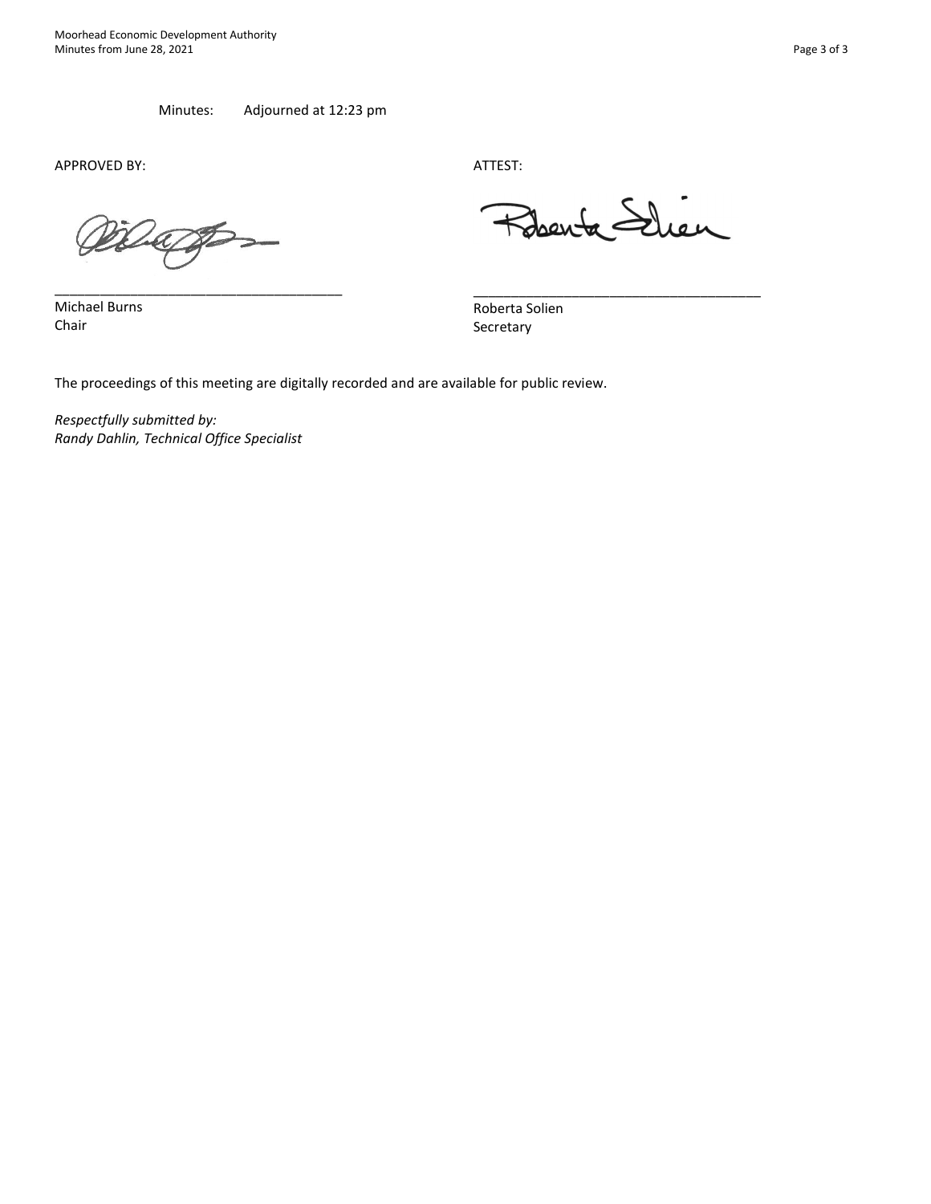Minutes: Adjourned at 12:23 pm

APPROVED BY:

\_\_\_\_\_\_\_\_\_\_\_\_\_\_\_\_\_\_\_\_\_\_\_\_\_\_\_\_\_\_\_\_\_\_\_\_\_\_

Michael Burns
Chair

ATTEST:

\_\_\_\_\_\_\_\_\_\_\_\_\_\_\_\_\_\_\_\_\_\_\_\_\_\_\_\_\_\_\_\_\_\_\_\_\_\_

Roberta Solien
Secretary

The proceedings of this meeting are digitally recorded and are available for public review.

*Respectfully submitted by:*
*Randy Dahlin, Technical Office Specialist*